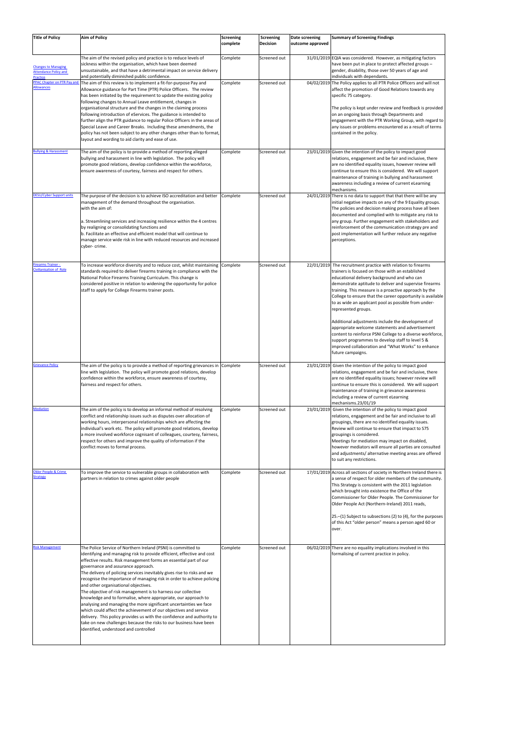| Title of Policy | Aim of Policy | Screening complete | Screening Decision | Date screening outcome approved | Summary of Screening Findings |
|---|---|---|---|---|---|
| Changes to Managing Attendance Policy and Practice | The aim of the revised policy and practice is to reduce levels of sickness within the organisation, which have been deemed unsustainable, and that have a detrimental impact on service delivery and potentially diminished public confidence. | Complete | Screened out | 31/01/2019 | EQIA was considered. However, as mitigating factors have been put in place to protect affected groups – gender, disability, those over 50 years of age and individuals with dependants. |
| PPAC Chapter on PTR Pay and Allowances | The aim of this review is to implement a fit-for-purpose Pay and Allowance guidance for Part Time (PTR) Police Officers. The review has been initiated by the requirement to update the existing policy following changes to Annual Leave entitlement, changes in organisational structure and the changes in the claiming process following introduction of eServices. The guidance is intended to further align the PTR guidance to regular Police Officers in the areas of Special Leave and Career Breaks. Including these amendments, the policy has not been subject to any other changes other than to format, layout and wording to aid clarity and ease of use. | Complete | Screened out | 04/02/2019 | The Policy applies to all PTR Police Officers and will not affect the promotion of Good Relations towards any specific 75 category.<br><br>The policy is kept under review and feedback is provided on an ongoing basis through Departments and engagement with the PTR Working Group, with regard to any issues or problems encountered as a result of terms contained in the policy. |
| Bullying & Harassment | The aim of the policy is to provide a method of reporting alleged bullying and harassment in line with legislation. The policy will promote good relations, develop confidence within the workforce, ensure awareness of courtesy, fairness and respect for others. | Complete | Screened out | 23/01/2019 | Given the intention of the policy to impact good relations, engagement and be fair and inclusive, there are no identified equality issues, however review will continue to ensure this is considered. We will support maintenance of training in bullying and harassment awareness including a review of current eLearning mechanisms. |
| DESU/Cyber Support units | The purpose of the decision is to achieve ISO accreditation and better management of the demand throughout the organisation.<br>with the aim of:<br><br>a. Streamlining services and increasing resilience within the 4 centres by realigning or consolidating functions and<br>b. Facilitate an effective and efficient model that will continue to manage service wide risk in line with reduced resources and increased cyber- crime. | Complete | Screened out | 24/01/2019 | There is no data to support that that there will be any initial negative impacts on any of the 9 Equality groups. The policies and decision making process have all been documented and complied with to mitigate any risk to any group. Further engagement with stakeholders and reinforcement of the communication strategy pre and post implementation will further reduce any negative perceptions. |
| Firearms Trainer - Civilianisation of Role | To increase workforce diversity and to reduce cost, whilst maintaining standards required to deliver firearms training in compliance with the National Police Firearms Training Curriculum. This change is considered positive in relation to widening the opportunity for police staff to apply for College Firearms trainer posts. | Complete | Screened out | 22/01/2019 | The recruitment practice with relation to firearms trainers is focused on those with an established educational delivery background and who can demonstrate aptitude to deliver and supervise firearms training. This measure is a proactive approach by the College to ensure that the career opportunity is available to as wide an applicant pool as possible from under-represented groups.<br><br>Additional adjustments include the development of appropriate welcome statements and advertisement content to reinforce PSNI College to a diverse workforce, support programmes to develop staff to level 5 & improved collaboration and "What Works" to enhance future campaigns. |
| Grievance Policy | The aim of the policy is to provide a method of reporting grievances in line with legislation. The policy will promote good relations, develop confidence within the workforce, ensure awareness of courtesy, fairness and respect for others. | Complete | Screened out | 23/01/2019 | Given the intention of the policy to impact good relations, engagement and be fair and inclusive, there are no identified equality issues; however review will continue to ensure this is considered. We will support maintenance of training in grievance awareness including a review of current eLearning mechanisms.23/01/19 |
| Mediation | The aim of the policy is to develop an informal method of resolving conflict and relationship issues such as disputes over allocation of working hours, interpersonal relationships which are affecting the individual's work etc. The policy will promote good relations, develop a more involved workforce cognisant of colleagues, courtesy, fairness, respect for others and improve the quality of information if the conflict moves to formal process. | Complete | Screened out | 23/01/2019 | Given the intention of the policy to impact good relations, engagement and be fair and inclusive to all groupings, there are no identified equality issues. Review will continue to ensure that impact to S75 groupings is considered.<br>Meetings for mediation may impact on disabled, however mediators will ensure all parties are consulted and adjustments/ alternative meeting areas are offered to suit any restrictions. |
| Older People & Crime Strategy | To improve the service to vulnerable groups in collaboration with partners in relation to crimes against older people | Complete | Screened out | 17/01/2019 | Across all sections of society in Northern Ireland there is a sense of respect for older members of the community. This Strategy is consistent with the 2011 legislation which brought into existence the Office of the Commissioner for Older People. The Commissioner for Older People Act (Northern-Ireland) 2011 reads,<br><br>25.–(1) Subject to subsections (2) to (4), for the purposes of this Act "older person" means a person aged 60 or over. |
| Risk Management | The Police Service of Northern Ireland (PSNI) is committed to identifying and managing risk to provide efficient, effective and cost effective results. Risk management forms an essential part of our governance and assurance approach.<br>The delivery of policing services inevitably gives rise to risks and we recognise the importance of managing risk in order to achieve policing and other organisational objectives.<br>The objective of risk management is to harness our collective knowledge and to formalise, where appropriate, our approach to analysing and managing the more significant uncertainties we face which could affect the achievement of our objectives and service delivery. This policy provides us with the confidence and authority to take on new challenges because the risks to our business have been identified, understood and controlled | Complete | Screened out | 06/02/2019 | There are no equality implications involved in this formalising of current practice in policy. |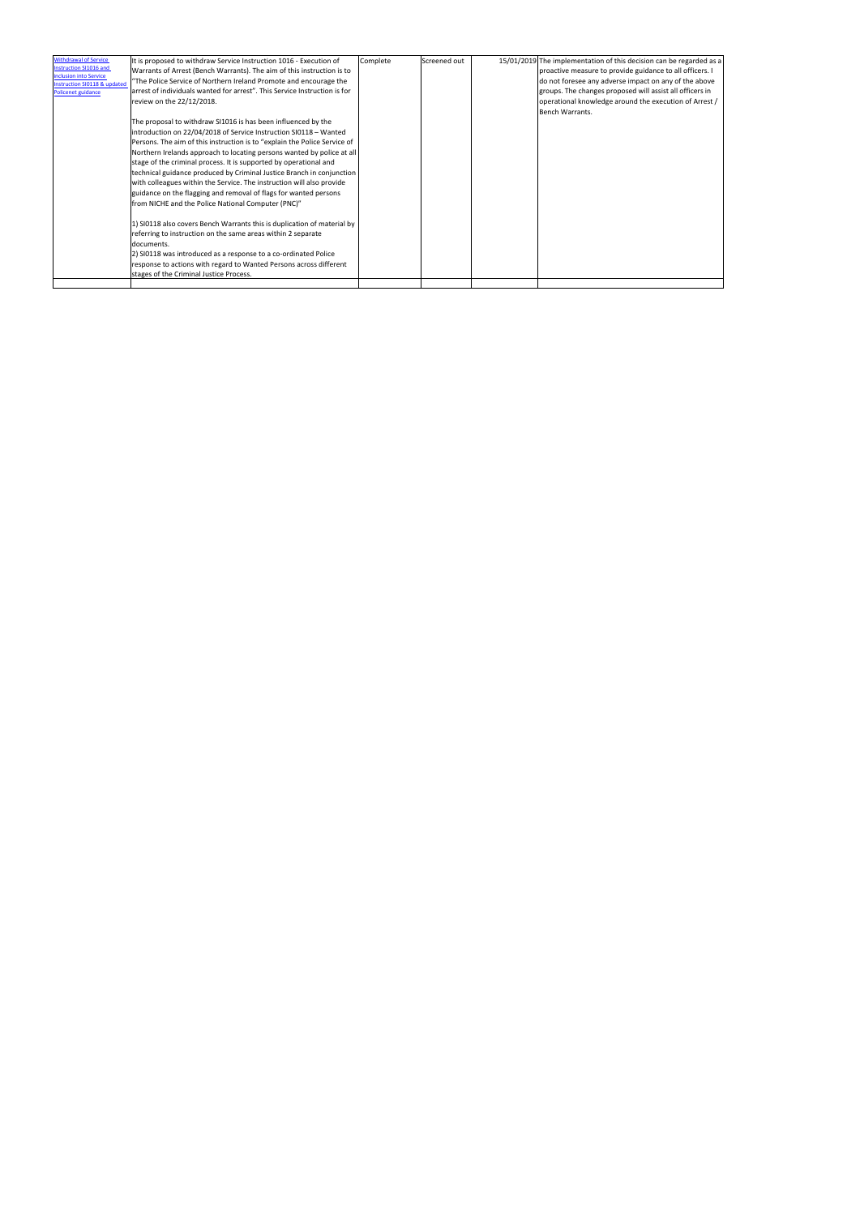| | | | | | |
|---|---|---|---|---|---|
| Withdrawal of Service Instruction SI1016 and inclusion into Service Instruction SI0118 & updated Policenet guidance | It is proposed to withdraw Service Instruction 1016 - Execution of Warrants of Arrest (Bench Warrants). The aim of this instruction is to "The Police Service of Northern Ireland Promote and encourage the arrest of individuals wanted for arrest". This Service Instruction is for review on the 22/12/2018.<br><br>The proposal to withdraw SI1016 is has been influenced by the introduction on 22/04/2018 of Service Instruction SI0118 – Wanted Persons. The aim of this instruction is to "explain the Police Service of Northern Irelands approach to locating persons wanted by police at all stage of the criminal process. It is supported by operational and technical guidance produced by Criminal Justice Branch in conjunction with colleagues within the Service. The instruction will also provide guidance on the flagging and removal of flags for wanted persons from NICHE and the Police National Computer (PNC)"<br><br>1) SI0118 also covers Bench Warrants this is duplication of material by referring to instruction on the same areas within 2 separate documents.<br>2) SI0118 was introduced as a response to a co-ordinated Police response to actions with regard to Wanted Persons across different stages of the Criminal Justice Process. | Complete | Screened out | 15/01/2019 | The implementation of this decision can be regarded as a proactive measure to provide guidance to all officers. I do not foresee any adverse impact on any of the above groups. The changes proposed will assist all officers in operational knowledge around the execution of Arrest / Bench Warrants. |
| | | | | | |